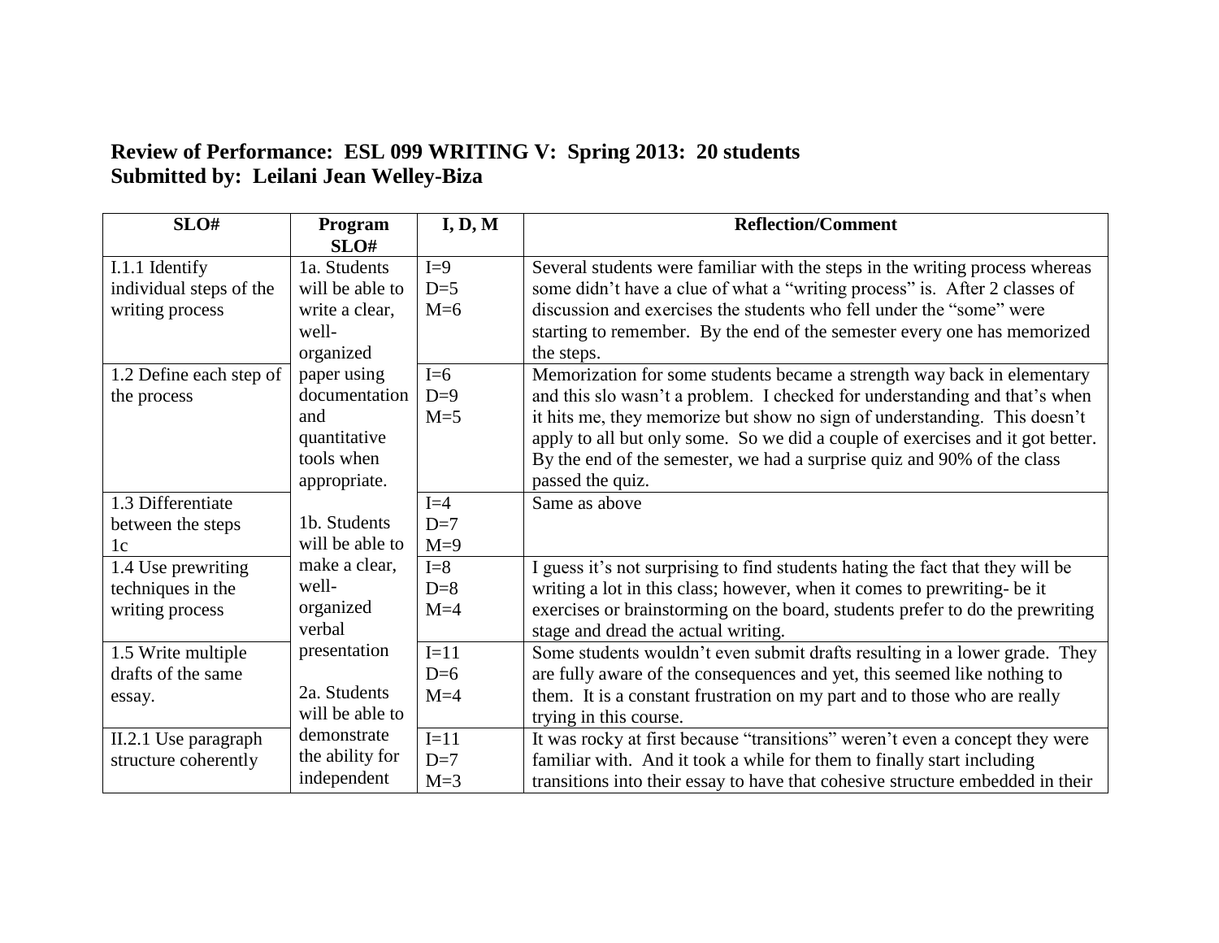**Review of Performance: ESL 099 WRITING V: Spring 2013: 20 students**
**Submitted by: Leilani Jean Welley-Biza**

| SLO# | Program SLO# | I, D, M | Reflection/Comment |
|---|---|---|---|
| I.1.1 Identify individual steps of the writing process | 1a. Students will be able to write a clear, well-organized paper using documentation and quantitative tools when appropriate.<br><br>1b. Students will be able to make a clear, well-organized verbal presentation<br><br>2a. Students will be able to demonstrate the ability for independent | I=9<br>D=5<br>M=6 | Several students were familiar with the steps in the writing process whereas some didn't have a clue of what a "writing process" is. After 2 classes of discussion and exercises the students who fell under the "some" were starting to remember. By the end of the semester every one has memorized the steps. |
| 1.2 Define each step of the process | | I=6<br>D=9<br>M=5 | Memorization for some students became a strength way back in elementary and this slo wasn't a problem. I checked for understanding and that's when it hits me, they memorize but show no sign of understanding. This doesn't apply to all but only some. So we did a couple of exercises and it got better. By the end of the semester, we had a surprise quiz and 90% of the class passed the quiz. |
| 1.3 Differentiate between the steps 1c | | I=4<br>D=7<br>M=9 | Same as above |
| 1.4 Use prewriting techniques in the writing process | | I=8<br>D=8<br>M=4 | I guess it's not surprising to find students hating the fact that they will be writing a lot in this class; however, when it comes to prewriting- be it exercises or brainstorming on the board, students prefer to do the prewriting stage and dread the actual writing. |
| 1.5 Write multiple drafts of the same essay. | | I=11<br>D=6<br>M=4 | Some students wouldn't even submit drafts resulting in a lower grade. They are fully aware of the consequences and yet, this seemed like nothing to them. It is a constant frustration on my part and to those who are really trying in this course. |
| II.2.1 Use paragraph structure coherently | | I=11<br>D=7<br>M=3 | It was rocky at first because "transitions" weren't even a concept they were familiar with. And it took a while for them to finally start including transitions into their essay to have that cohesive structure embedded in their |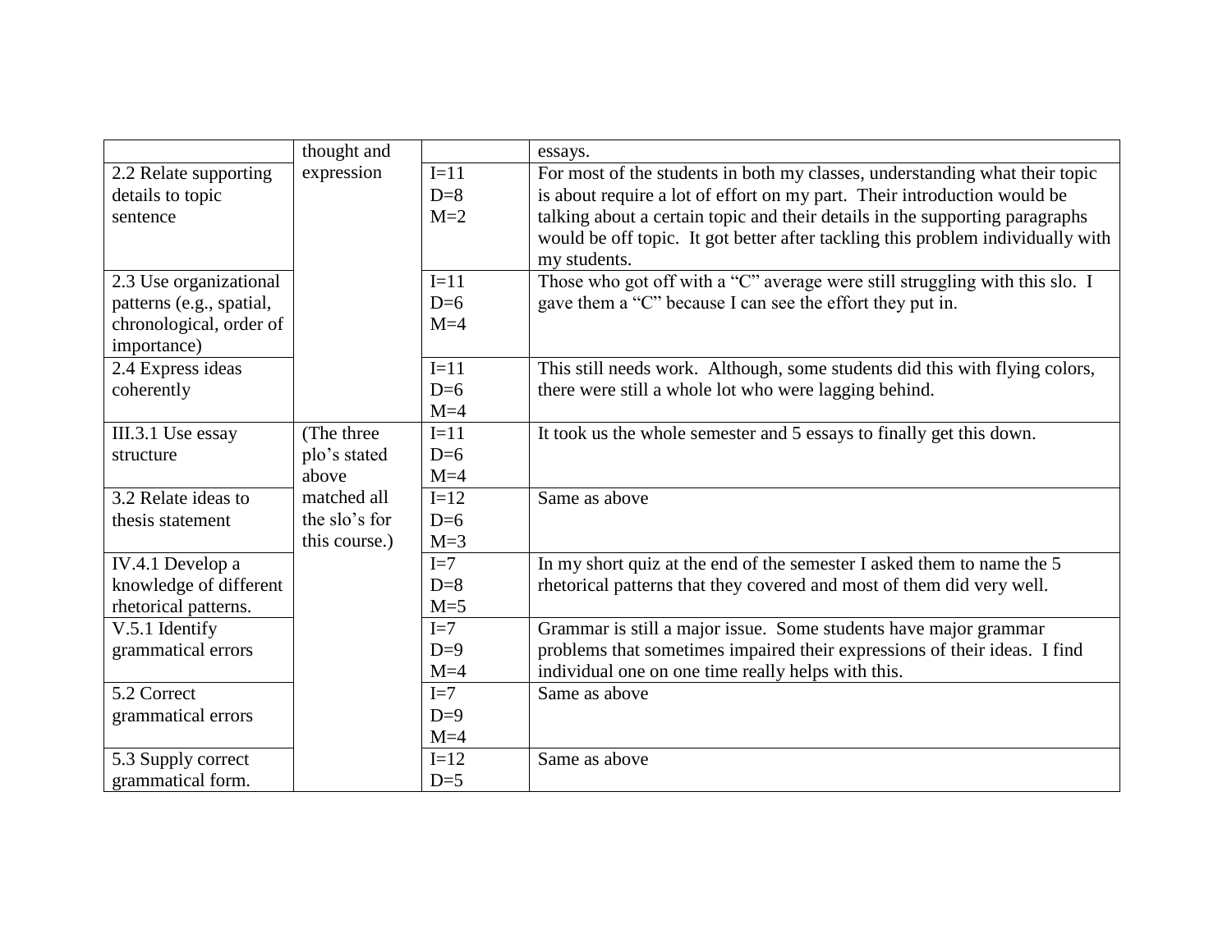| | | | |
|---|---|---|---|
| | thought and expression | | essays. |
| 2.2 Relate supporting details to topic sentence | | I=11<br>D=8<br>M=2 | For most of the students in both my classes, understanding what their topic is about require a lot of effort on my part. Their introduction would be talking about a certain topic and their details in the supporting paragraphs would be off topic. It got better after tackling this problem individually with my students. |
| 2.3 Use organizational patterns (e.g., spatial, chronological, order of importance) | | I=11<br>D=6<br>M=4 | Those who got off with a "C" average were still struggling with this slo. I gave them a "C" because I can see the effort they put in. |
| 2.4 Express ideas coherently | | I=11<br>D=6<br>M=4 | This still needs work. Although, some students did this with flying colors, there were still a whole lot who were lagging behind. |
| III.3.1 Use essay structure | (The three plo's stated above matched all the slo's for this course.) | I=11<br>D=6<br>M=4 | It took us the whole semester and 5 essays to finally get this down. |
| 3.2 Relate ideas to thesis statement | | I=12<br>D=6<br>M=3 | Same as above |
| IV.4.1 Develop a knowledge of different rhetorical patterns. | | I=7<br>D=8<br>M=5 | In my short quiz at the end of the semester I asked them to name the 5 rhetorical patterns that they covered and most of them did very well. |
| V.5.1 Identify grammatical errors | | I=7<br>D=9<br>M=4 | Grammar is still a major issue. Some students have major grammar problems that sometimes impaired their expressions of their ideas. I find individual one on one time really helps with this. |
| 5.2 Correct grammatical errors | | I=7<br>D=9<br>M=4 | Same as above |
| 5.3 Supply correct grammatical form. | | I=12<br>D=5 | Same as above |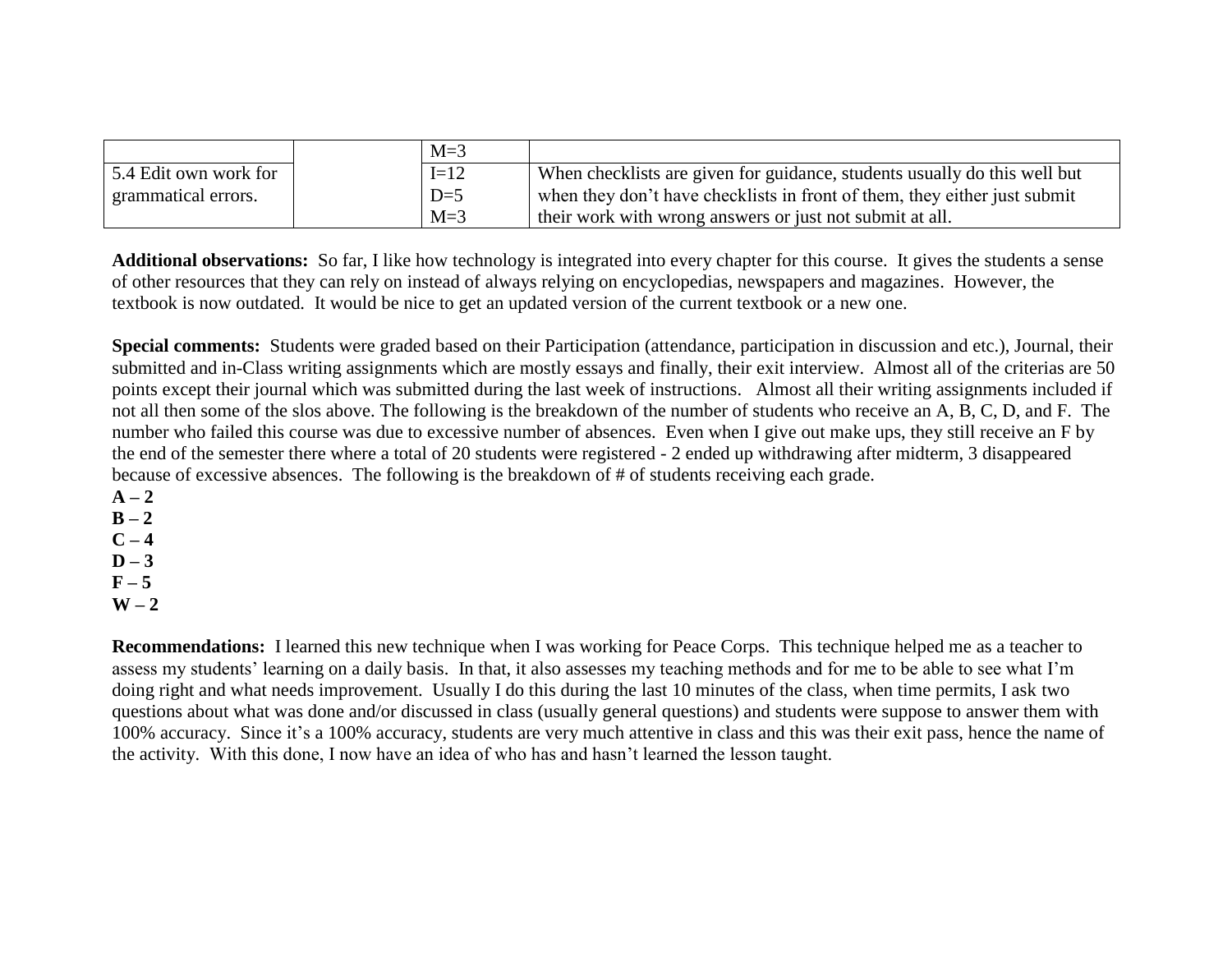| | | | |
|---|---|---|---|
| | | M=3 | |
| 5.4 Edit own work for grammatical errors. | | I=12<br>D=5<br>M=3 | When checklists are given for guidance, students usually do this well but when they don't have checklists in front of them, they either just submit their work with wrong answers or just not submit at all. |

**Additional observations:** So far, I like how technology is integrated into every chapter for this course. It gives the students a sense of other resources that they can rely on instead of always relying on encyclopedias, newspapers and magazines. However, the textbook is now outdated. It would be nice to get an updated version of the current textbook or a new one.

**Special comments:** Students were graded based on their Participation (attendance, participation in discussion and etc.), Journal, their submitted and in-Class writing assignments which are mostly essays and finally, their exit interview. Almost all of the criterias are 50 points except their journal which was submitted during the last week of instructions. Almost all their writing assignments included if not all then some of the slos above. The following is the breakdown of the number of students who receive an A, B, C, D, and F. The number who failed this course was due to excessive number of absences. Even when I give out make ups, they still receive an F by the end of the semester there where a total of 20 students were registered - 2 ended up withdrawing after midterm, 3 disappeared because of excessive absences. The following is the breakdown of # of students receiving each grade.

**A – 2**
**B – 2**
**C – 4**
**D – 3**
**F – 5**
**W – 2**

**Recommendations:** I learned this new technique when I was working for Peace Corps. This technique helped me as a teacher to assess my students' learning on a daily basis. In that, it also assesses my teaching methods and for me to be able to see what I'm doing right and what needs improvement. Usually I do this during the last 10 minutes of the class, when time permits, I ask two questions about what was done and/or discussed in class (usually general questions) and students were suppose to answer them with 100% accuracy. Since it's a 100% accuracy, students are very much attentive in class and this was their exit pass, hence the name of the activity. With this done, I now have an idea of who has and hasn't learned the lesson taught.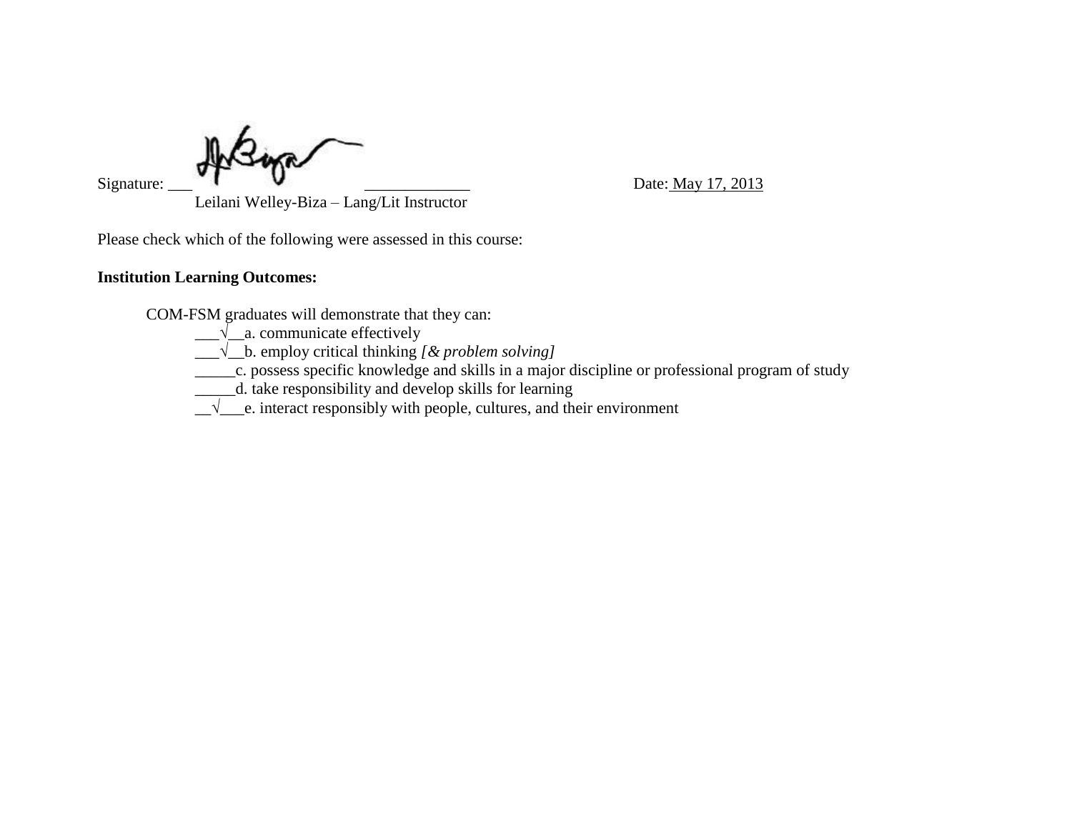Signature: ___ _____________ Date: May 17, 2013

Leilani Welley-Biza – Lang/Lit Instructor

Please check which of the following were assessed in this course:

**Institution Learning Outcomes:**

COM-FSM graduates will demonstrate that they can:

___√__a. communicate effectively

___√__b. employ critical thinking *[& problem solving]*

_____c. possess specific knowledge and skills in a major discipline or professional program of study

_____d. take responsibility and develop skills for learning

__√___e. interact responsibly with people, cultures, and their environment